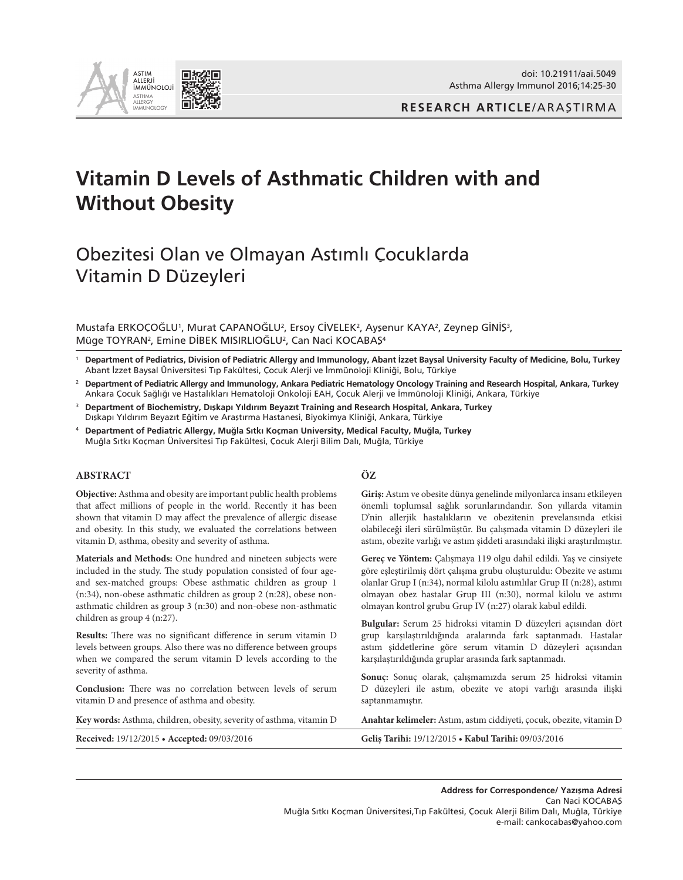# Vitamin D Levels of Asthmatic Children with and Without Obesity

# Obezitesi Olan ve Olmayan Astımlı Çocuklarda Vitamin D Düzeyleri

Mustafa ERKOÇOĞLU[1], Murat ÇAPANOĞLU[2], Ersoy CİVELEK[2], Ayşenur KAYA[2], Zeynep GİNİŞ[3], Müge TOYRAN[2], Emine DİBEK MISIRLIOĞLU[2], Can Naci KOCABAŞ[4]

[1] **Department of Pediatrics, Division of Pediatric Allergy and Immunology, Abant İzzet Baysal University Faculty of Medicine, Bolu, Turkey**
Abant İzzet Baysal Üniversitesi Tıp Fakültesi, Çocuk Alerji ve İmmünoloji Kliniği, Bolu, Türkiye

[2] **Department of Pediatric Allergy and Immunology, Ankara Pediatric Hematology Oncology Training and Research Hospital, Ankara, Turkey**
Ankara Çocuk Sağlığı ve Hastalıkları Hematoloji Onkoloji EAH, Çocuk Alerji ve İmmünoloji Kliniği, Ankara, Türkiye

[3] **Department of Biochemistry, Dışkapı Yıldırım Beyazıt Training and Research Hospital, Ankara, Turkey**
Dışkapı Yıldırım Beyazıt Eğitim ve Araştırma Hastanesi, Biyokimya Kliniği, Ankara, Türkiye

[4] **Department of Pediatric Allergy, Muğla Sıtkı Koçman University, Medical Faculty, Muğla, Turkey**
Muğla Sıtkı Koçman Üniversitesi Tıp Fakültesi, Çocuk Alerji Bilim Dalı, Muğla, Türkiye

## ABSTRACT

**Objective:** Asthma and obesity are important public health problems that affect millions of people in the world. Recently it has been shown that vitamin D may affect the prevalence of allergic disease and obesity. In this study, we evaluated the correlations between vitamin D, asthma, obesity and severity of asthma.

**Materials and Methods:** One hundred and nineteen subjects were included in the study. The study population consisted of four age- and sex-matched groups: Obese asthmatic children as group 1 (n:34), non-obese asthmatic children as group 2 (n:28), obese non-asthmatic children as group 3 (n:30) and non-obese non-asthmatic children as group 4 (n:27).

**Results:** There was no significant difference in serum vitamin D levels between groups. Also there was no difference between groups when we compared the serum vitamin D levels according to the severity of asthma.

**Conclusion:** There was no correlation between levels of serum vitamin D and presence of asthma and obesity.

**Key words:** Asthma, children, obesity, severity of asthma, vitamin D

**Received:** 19/12/2015 • **Accepted:** 09/03/2016

## ÖZ

**Giriş:** Astım ve obesite dünya genelinde milyonlarca insanı etkileyen önemli toplumsal sağlık sorunlarındandır. Son yıllarda vitamin D'nin allerjik hastalıkların ve obezitenin prevelansında etkisi olabileceği ileri sürülmüştür. Bu çalışmada vitamin D düzeyleri ile astım, obezite varlığı ve astım şiddeti arasındaki ilişki araştırılmıştır.

**Gereç ve Yöntem:** Çalışmaya 119 olgu dahil edildi. Yaş ve cinsiyete göre eşleştirilmiş dört çalışma grubu oluşturuldu: Obezite ve astımı olanlar Grup I (n:34), normal kilolu astımlılar Grup II (n:28), astımı olmayan obez hastalar Grup III (n:30), normal kilolu ve astımı olmayan kontrol grubu Grup IV (n:27) olarak kabul edildi.

**Bulgular:** Serum 25 hidroksi vitamin D düzeyleri açısından dört grup karşılaştırıldığında aralarında fark saptanmadı. Hastalar astım şiddetlerine göre serum vitamin D düzeyleri açısından karşılaştırıldığında gruplar arasında fark saptanmadı.

**Sonuç:** Sonuç olarak, çalışmamızda serum 25 hidroksi vitamin D düzeyleri ile astım, obezite ve atopi varlığı arasında ilişki saptanmamıştır.

**Anahtar kelimeler:** Astım, astım ciddiyeti, çocuk, obezite, vitamin D

**Geliş Tarihi:** 19/12/2015 • **Kabul Tarihi:** 09/03/2016

**Address for Correspondence/ Yazışma Adresi**
Can Naci KOCABAŞ
Muğla Sıtkı Koçman Üniversitesi,Tıp Fakültesi, Çocuk Alerji Bilim Dalı, Muğla, Türkiye
e-mail: cankocabas@yahoo.com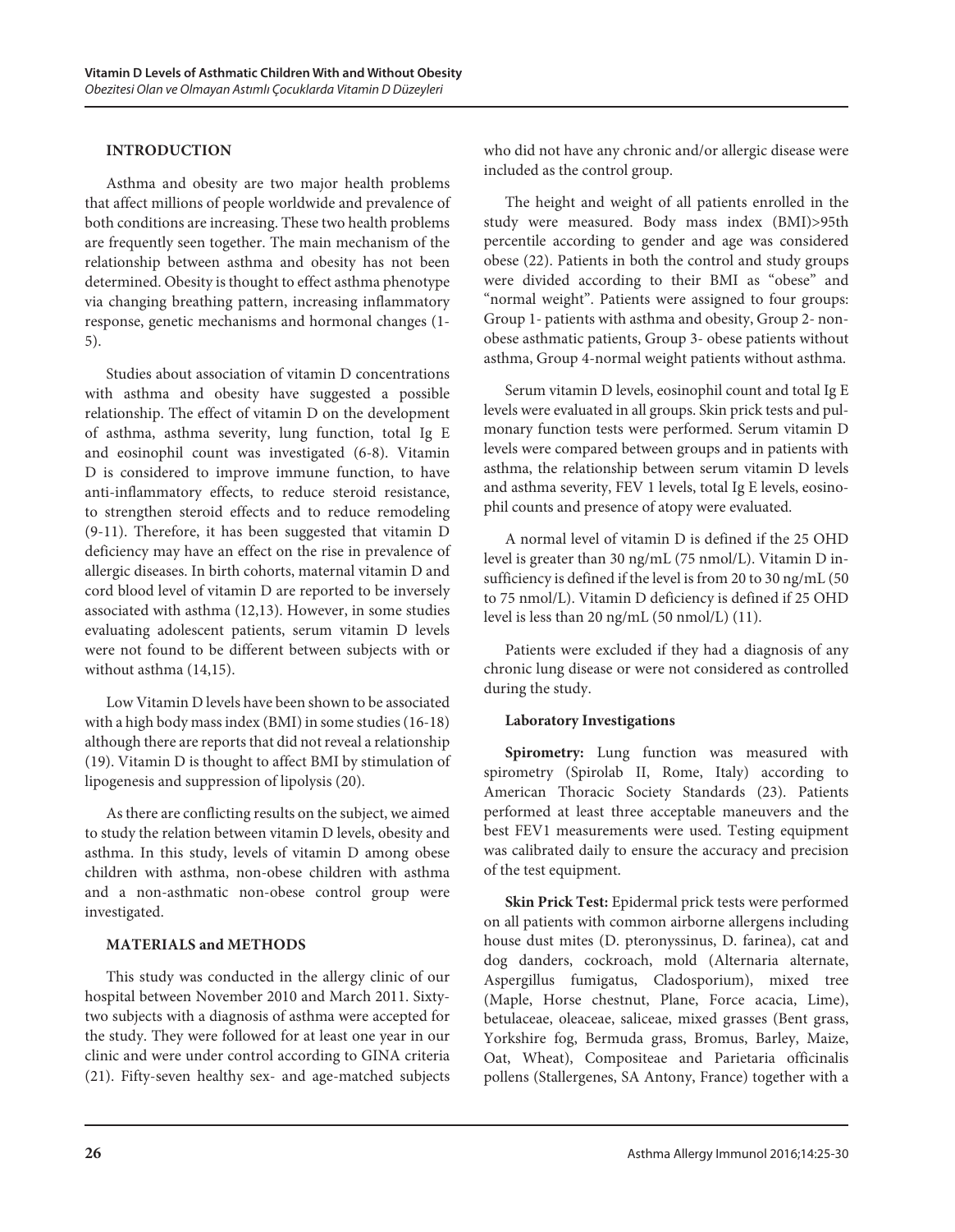## INTRODUCTION

Asthma and obesity are two major health problems that affect millions of people worldwide and prevalence of both conditions are increasing. These two health problems are frequently seen together. The main mechanism of the relationship between asthma and obesity has not been determined. Obesity is thought to effect asthma phenotype via changing breathing pattern, increasing inflammatory response, genetic mechanisms and hormonal changes (1-5).

Studies about association of vitamin D concentrations with asthma and obesity have suggested a possible relationship. The effect of vitamin D on the development of asthma, asthma severity, lung function, total Ig E and eosinophil count was investigated (6-8). Vitamin D is considered to improve immune function, to have anti-inflammatory effects, to reduce steroid resistance, to strengthen steroid effects and to reduce remodeling (9-11). Therefore, it has been suggested that vitamin D deficiency may have an effect on the rise in prevalence of allergic diseases. In birth cohorts, maternal vitamin D and cord blood level of vitamin D are reported to be inversely associated with asthma (12,13). However, in some studies evaluating adolescent patients, serum vitamin D levels were not found to be different between subjects with or without asthma (14,15).

Low Vitamin D levels have been shown to be associated with a high body mass index (BMI) in some studies (16-18) although there are reports that did not reveal a relationship (19). Vitamin D is thought to affect BMI by stimulation of lipogenesis and suppression of lipolysis (20).

As there are conflicting results on the subject, we aimed to study the relation between vitamin D levels, obesity and asthma. In this study, levels of vitamin D among obese children with asthma, non-obese children with asthma and a non-asthmatic non-obese control group were investigated.

## MATERIALS and METHODS

This study was conducted in the allergy clinic of our hospital between November 2010 and March 2011. Sixty-two subjects with a diagnosis of asthma were accepted for the study. They were followed for at least one year in our clinic and were under control according to GINA criteria (21). Fifty-seven healthy sex- and age-matched subjects who did not have any chronic and/or allergic disease were included as the control group.

The height and weight of all patients enrolled in the study were measured. Body mass index (BMI)>95th percentile according to gender and age was considered obese (22). Patients in both the control and study groups were divided according to their BMI as "obese" and "normal weight". Patients were assigned to four groups: Group 1- patients with asthma and obesity, Group 2- non-obese asthmatic patients, Group 3- obese patients without asthma, Group 4-normal weight patients without asthma.

Serum vitamin D levels, eosinophil count and total Ig E levels were evaluated in all groups. Skin prick tests and pulmonary function tests were performed. Serum vitamin D levels were compared between groups and in patients with asthma, the relationship between serum vitamin D levels and asthma severity, FEV 1 levels, total Ig E levels, eosinophil counts and presence of atopy were evaluated.

A normal level of vitamin D is defined if the 25 OHD level is greater than 30 ng/mL (75 nmol/L). Vitamin D insufficiency is defined if the level is from 20 to 30 ng/mL (50 to 75 nmol/L). Vitamin D deficiency is defined if 25 OHD level is less than 20 ng/mL (50 nmol/L) (11).

Patients were excluded if they had a diagnosis of any chronic lung disease or were not considered as controlled during the study.

### Laboratory Investigations

**Spirometry:** Lung function was measured with spirometry (Spirolab II, Rome, Italy) according to American Thoracic Society Standards (23). Patients performed at least three acceptable maneuvers and the best FEV1 measurements were used. Testing equipment was calibrated daily to ensure the accuracy and precision of the test equipment.

**Skin Prick Test:** Epidermal prick tests were performed on all patients with common airborne allergens including house dust mites (D. pteronyssinus, D. farinea), cat and dog danders, cockroach, mold (Alternaria alternate, Aspergillus fumigatus, Cladosporium), mixed tree (Maple, Horse chestnut, Plane, Force acacia, Lime), betulaceae, oleaceae, saliceae, mixed grasses (Bent grass, Yorkshire fog, Bermuda grass, Bromus, Barley, Maize, Oat, Wheat), Compositeae and Parietaria officinalis pollens (Stallergenes, SA Antony, France) together with a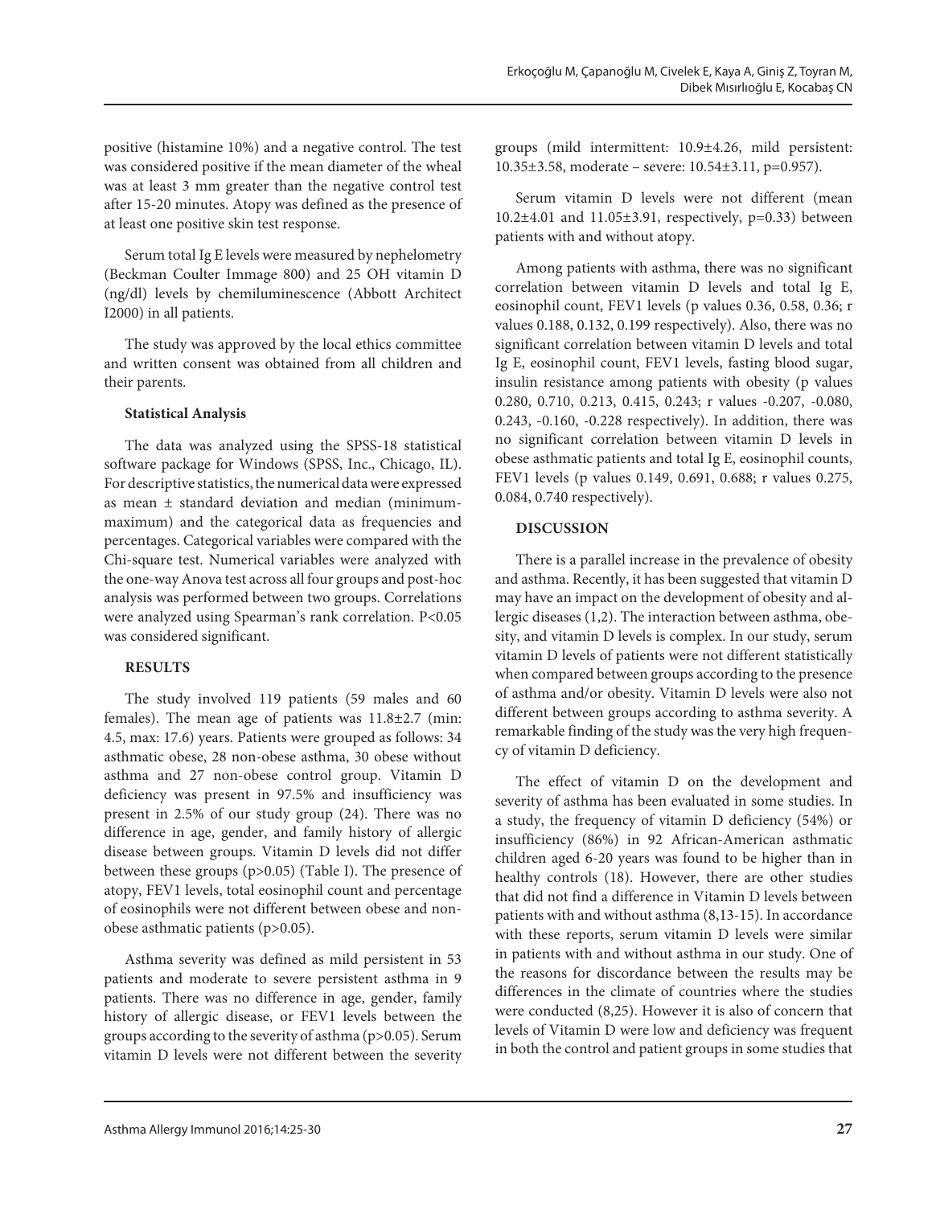positive (histamine 10%) and a negative control. The test was considered positive if the mean diameter of the wheal was at least 3 mm greater than the negative control test after 15-20 minutes. Atopy was defined as the presence of at least one positive skin test response.

Serum total Ig E levels were measured by nephelometry (Beckman Coulter Immage 800) and 25 OH vitamin D (ng/dl) levels by chemiluminescence (Abbott Architect I2000) in all patients.

The study was approved by the local ethics committee and written consent was obtained from all children and their parents.

**Statistical Analysis**

The data was analyzed using the SPSS-18 statistical software package for Windows (SPSS, Inc., Chicago, IL). For descriptive statistics, the numerical data were expressed as mean ± standard deviation and median (minimum-maximum) and the categorical data as frequencies and percentages. Categorical variables were compared with the Chi-square test. Numerical variables were analyzed with the one-way Anova test across all four groups and post-hoc analysis was performed between two groups. Correlations were analyzed using Spearman's rank correlation. P<0.05 was considered significant.

**RESULTS**

The study involved 119 patients (59 males and 60 females). The mean age of patients was 11.8±2.7 (min: 4.5, max: 17.6) years. Patients were grouped as follows: 34 asthmatic obese, 28 non-obese asthma, 30 obese without asthma and 27 non-obese control group. Vitamin D deficiency was present in 97.5% and insufficiency was present in 2.5% of our study group (24). There was no difference in age, gender, and family history of allergic disease between groups. Vitamin D levels did not differ between these groups (p>0.05) (Table I). The presence of atopy, FEV1 levels, total eosinophil count and percentage of eosinophils were not different between obese and non-obese asthmatic patients (p>0.05).

Asthma severity was defined as mild persistent in 53 patients and moderate to severe persistent asthma in 9 patients. There was no difference in age, gender, family history of allergic disease, or FEV1 levels between the groups according to the severity of asthma (p>0.05). Serum vitamin D levels were not different between the severity groups (mild intermittent: 10.9±4.26, mild persistent: 10.35±3.58, moderate – severe: 10.54±3.11, p=0.957).

Serum vitamin D levels were not different (mean 10.2±4.01 and 11.05±3.91, respectively, p=0.33) between patients with and without atopy.

Among patients with asthma, there was no significant correlation between vitamin D levels and total Ig E, eosinophil count, FEV1 levels (p values 0.36, 0.58, 0.36; r values 0.188, 0.132, 0.199 respectively). Also, there was no significant correlation between vitamin D levels and total Ig E, eosinophil count, FEV1 levels, fasting blood sugar, insulin resistance among patients with obesity (p values 0.280, 0.710, 0.213, 0.415, 0.243; r values -0.207, -0.080, 0.243, -0.160, -0.228 respectively). In addition, there was no significant correlation between vitamin D levels in obese asthmatic patients and total Ig E, eosinophil counts, FEV1 levels (p values 0.149, 0.691, 0.688; r values 0.275, 0.084, 0.740 respectively).

**DISCUSSION**

There is a parallel increase in the prevalence of obesity and asthma. Recently, it has been suggested that vitamin D may have an impact on the development of obesity and allergic diseases (1,2). The interaction between asthma, obesity, and vitamin D levels is complex. In our study, serum vitamin D levels of patients were not different statistically when compared between groups according to the presence of asthma and/or obesity. Vitamin D levels were also not different between groups according to asthma severity. A remarkable finding of the study was the very high frequency of vitamin D deficiency.

The effect of vitamin D on the development and severity of asthma has been evaluated in some studies. In a study, the frequency of vitamin D deficiency (54%) or insufficiency (86%) in 92 African-American asthmatic children aged 6-20 years was found to be higher than in healthy controls (18). However, there are other studies that did not find a difference in Vitamin D levels between patients with and without asthma (8,13-15). In accordance with these reports, serum vitamin D levels were similar in patients with and without asthma in our study. One of the reasons for discordance between the results may be differences in the climate of countries where the studies were conducted (8,25). However it is also of concern that levels of Vitamin D were low and deficiency was frequent in both the control and patient groups in some studies that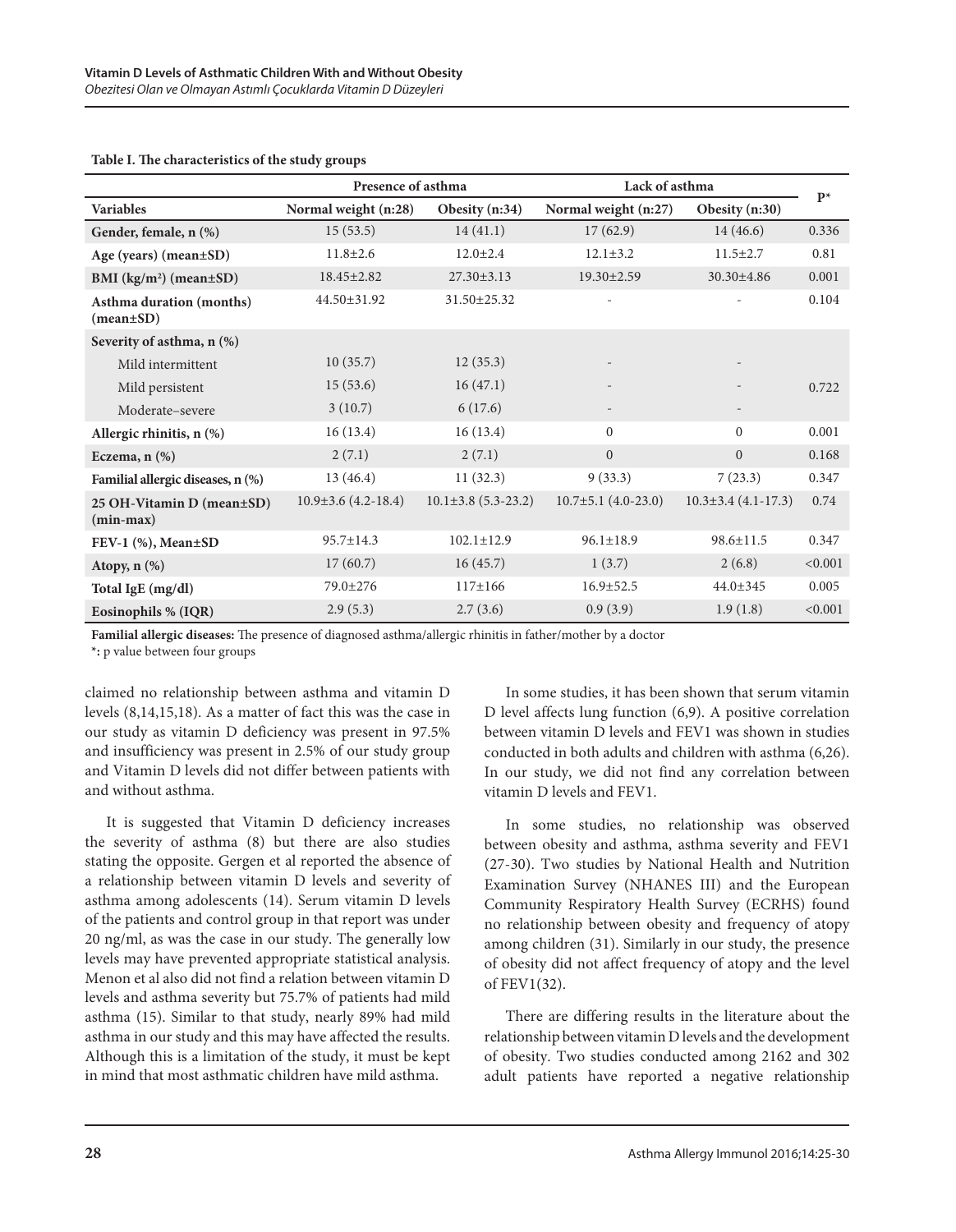**Table I. The characteristics of the study groups**

| | Presence of asthma | | Lack of asthma | | P* |
|---|---|---|---|---|---|
| **Variables** | **Normal weight (n:28)** | **Obesity (n:34)** | **Normal weight (n:27)** | **Obesity (n:30)** | |
| **Gender, female, n (%)** | 15 (53.5) | 14 (41.1) | 17 (62.9) | 14 (46.6) | 0.336 |
| **Age (years) (mean±SD)** | 11.8±2.6 | 12.0±2.4 | 12.1±3.2 | 11.5±2.7 | 0.81 |
| **BMI (kg/m²) (mean±SD)** | 18.45±2.82 | 27.30±3.13 | 19.30±2.59 | 30.30±4.86 | 0.001 |
| **Asthma duration (months) (mean±SD)** | 44.50±31.92 | 31.50±25.32 | - | - | 0.104 |
| **Severity of asthma, n (%)** | | | | | |
| Mild intermittent | 10 (35.7) | 12 (35.3) | - | - | |
| Mild persistent | 15 (53.6) | 16 (47.1) | - | - | 0.722 |
| Moderate–severe | 3 (10.7) | 6 (17.6) | - | - | |
| **Allergic rhinitis, n (%)** | 16 (13.4) | 16 (13.4) | 0 | 0 | 0.001 |
| **Eczema, n (%)** | 2 (7.1) | 2 (7.1) | 0 | 0 | 0.168 |
| **Familial allergic diseases, n (%)** | 13 (46.4) | 11 (32.3) | 9 (33.3) | 7 (23.3) | 0.347 |
| **25 OH-Vitamin D (mean±SD) (min-max)** | 10.9±3.6 (4.2-18.4) | 10.1±3.8 (5.3-23.2) | 10.7±5.1 (4.0-23.0) | 10.3±3.4 (4.1-17.3) | 0.74 |
| **FEV-1 (%), Mean±SD** | 95.7±14.3 | 102.1±12.9 | 96.1±18.9 | 98.6±11.5 | 0.347 |
| **Atopy, n (%)** | 17 (60.7) | 16 (45.7) | 1 (3.7) | 2 (6.8) | <0.001 |
| **Total IgE (mg/dl)** | 79.0±276 | 117±166 | 16.9±52.5 | 44.0±345 | 0.005 |
| **Eosinophils % (IQR)** | 2.9 (5.3) | 2.7 (3.6) | 0.9 (3.9) | 1.9 (1.8) | <0.001 |

**Familial allergic diseases:** The presence of diagnosed asthma/allergic rhinitis in father/mother by a doctor

**\*:** p value between four groups

claimed no relationship between asthma and vitamin D levels (8,14,15,18). As a matter of fact this was the case in our study as vitamin D deficiency was present in 97.5% and insufficiency was present in 2.5% of our study group and Vitamin D levels did not differ between patients with and without asthma.

It is suggested that Vitamin D deficiency increases the severity of asthma (8) but there are also studies stating the opposite. Gergen et al reported the absence of a relationship between vitamin D levels and severity of asthma among adolescents (14). Serum vitamin D levels of the patients and control group in that report was under 20 ng/ml, as was the case in our study. The generally low levels may have prevented appropriate statistical analysis. Menon et al also did not find a relation between vitamin D levels and asthma severity but 75.7% of patients had mild asthma (15). Similar to that study, nearly 89% had mild asthma in our study and this may have affected the results. Although this is a limitation of the study, it must be kept in mind that most asthmatic children have mild asthma.

In some studies, it has been shown that serum vitamin D level affects lung function (6,9). A positive correlation between vitamin D levels and FEV1 was shown in studies conducted in both adults and children with asthma (6,26). In our study, we did not find any correlation between vitamin D levels and FEV1.

In some studies, no relationship was observed between obesity and asthma, asthma severity and FEV1 (27-30). Two studies by National Health and Nutrition Examination Survey (NHANES III) and the European Community Respiratory Health Survey (ECRHS) found no relationship between obesity and frequency of atopy among children (31). Similarly in our study, the presence of obesity did not affect frequency of atopy and the level of FEV1(32).

There are differing results in the literature about the relationship between vitamin D levels and the development of obesity. Two studies conducted among 2162 and 302 adult patients have reported a negative relationship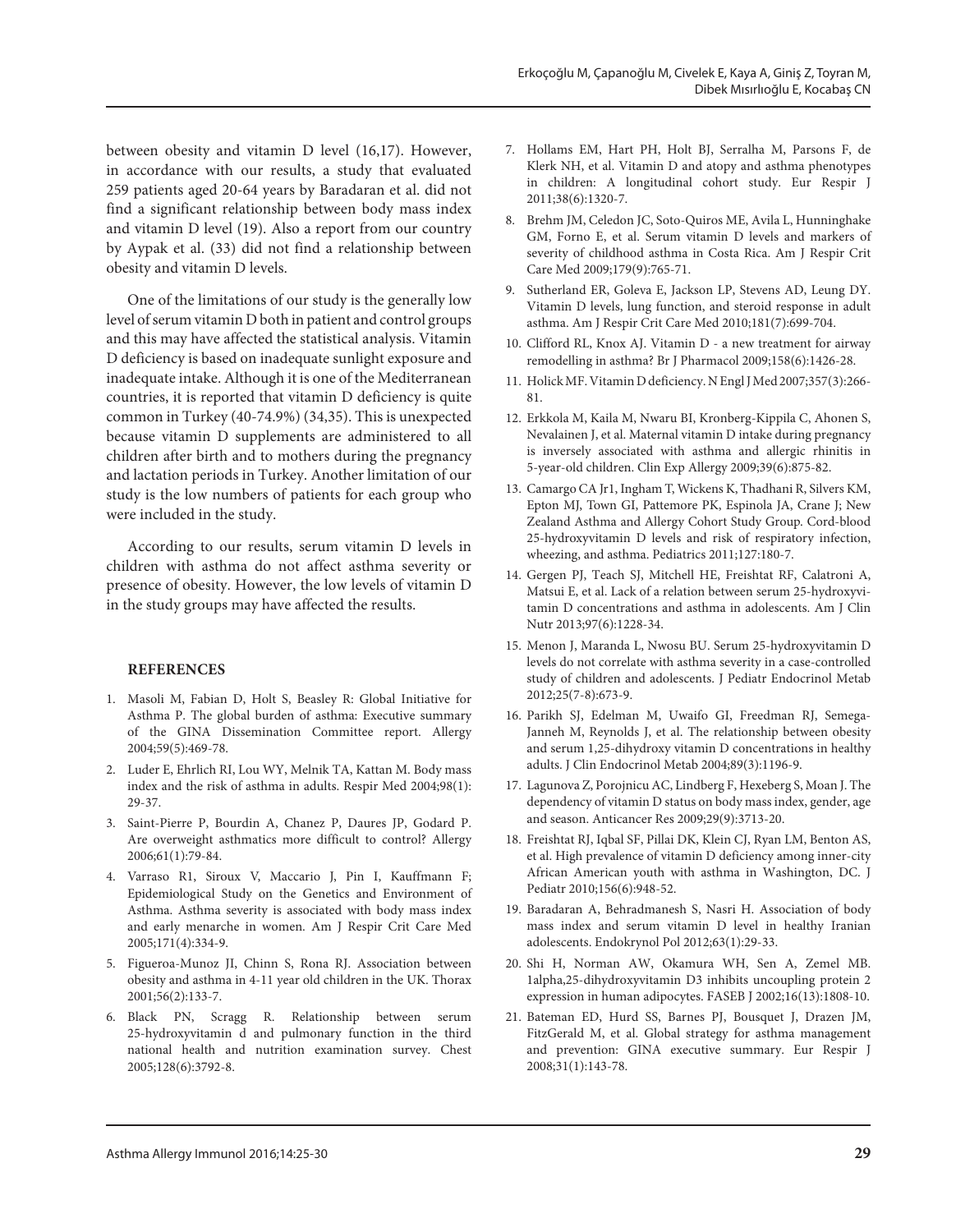between obesity and vitamin D level (16,17). However, in accordance with our results, a study that evaluated 259 patients aged 20-64 years by Baradaran et al. did not find a significant relationship between body mass index and vitamin D level (19). Also a report from our country by Aypak et al. (33) did not find a relationship between obesity and vitamin D levels.

One of the limitations of our study is the generally low level of serum vitamin D both in patient and control groups and this may have affected the statistical analysis. Vitamin D deficiency is based on inadequate sunlight exposure and inadequate intake. Although it is one of the Mediterranean countries, it is reported that vitamin D deficiency is quite common in Turkey (40-74.9%) (34,35). This is unexpected because vitamin D supplements are administered to all children after birth and to mothers during the pregnancy and lactation periods in Turkey. Another limitation of our study is the low numbers of patients for each group who were included in the study.

According to our results, serum vitamin D levels in children with asthma do not affect asthma severity or presence of obesity. However, the low levels of vitamin D in the study groups may have affected the results.

## REFERENCES

1. Masoli M, Fabian D, Holt S, Beasley R: Global Initiative for Asthma P. The global burden of asthma: Executive summary of the GINA Dissemination Committee report. Allergy 2004;59(5):469-78.
2. Luder E, Ehrlich RI, Lou WY, Melnik TA, Kattan M. Body mass index and the risk of asthma in adults. Respir Med 2004;98(1): 29-37.
3. Saint-Pierre P, Bourdin A, Chanez P, Daures JP, Godard P. Are overweight asthmatics more difficult to control? Allergy 2006;61(1):79-84.
4. Varraso R1, Siroux V, Maccario J, Pin I, Kauffmann F; Epidemiological Study on the Genetics and Environment of Asthma. Asthma severity is associated with body mass index and early menarche in women. Am J Respir Crit Care Med 2005;171(4):334-9.
5. Figueroa-Munoz JI, Chinn S, Rona RJ. Association between obesity and asthma in 4-11 year old children in the UK. Thorax 2001;56(2):133-7.
6. Black PN, Scragg R. Relationship between serum 25-hydroxyvitamin d and pulmonary function in the third national health and nutrition examination survey. Chest 2005;128(6):3792-8.
7. Hollams EM, Hart PH, Holt BJ, Serralha M, Parsons F, de Klerk NH, et al. Vitamin D and atopy and asthma phenotypes in children: A longitudinal cohort study. Eur Respir J 2011;38(6):1320-7.
8. Brehm JM, Celedon JC, Soto-Quiros ME, Avila L, Hunninghake GM, Forno E, et al. Serum vitamin D levels and markers of severity of childhood asthma in Costa Rica. Am J Respir Crit Care Med 2009;179(9):765-71.
9. Sutherland ER, Goleva E, Jackson LP, Stevens AD, Leung DY. Vitamin D levels, lung function, and steroid response in adult asthma. Am J Respir Crit Care Med 2010;181(7):699-704.
10. Clifford RL, Knox AJ. Vitamin D - a new treatment for airway remodelling in asthma? Br J Pharmacol 2009;158(6):1426-28.
11. Holick MF. Vitamin D deficiency. N Engl J Med 2007;357(3):266-81.
12. Erkkola M, Kaila M, Nwaru BI, Kronberg-Kippila C, Ahonen S, Nevalainen J, et al. Maternal vitamin D intake during pregnancy is inversely associated with asthma and allergic rhinitis in 5-year-old children. Clin Exp Allergy 2009;39(6):875-82.
13. Camargo CA Jr1, Ingham T, Wickens K, Thadhani R, Silvers KM, Epton MJ, Town GI, Pattemore PK, Espinola JA, Crane J; New Zealand Asthma and Allergy Cohort Study Group. Cord-blood 25-hydroxyvitamin D levels and risk of respiratory infection, wheezing, and asthma. Pediatrics 2011;127:180-7.
14. Gergen PJ, Teach SJ, Mitchell HE, Freishtat RF, Calatroni A, Matsui E, et al. Lack of a relation between serum 25-hydroxyvitamin D concentrations and asthma in adolescents. Am J Clin Nutr 2013;97(6):1228-34.
15. Menon J, Maranda L, Nwosu BU. Serum 25-hydroxyvitamin D levels do not correlate with asthma severity in a case-controlled study of children and adolescents. J Pediatr Endocrinol Metab 2012;25(7-8):673-9.
16. Parikh SJ, Edelman M, Uwaifo GI, Freedman RJ, Semega-Janneh M, Reynolds J, et al. The relationship between obesity and serum 1,25-dihydroxy vitamin D concentrations in healthy adults. J Clin Endocrinol Metab 2004;89(3):1196-9.
17. Lagunova Z, Porojnicu AC, Lindberg F, Hexeberg S, Moan J. The dependency of vitamin D status on body mass index, gender, age and season. Anticancer Res 2009;29(9):3713-20.
18. Freishtat RJ, Iqbal SF, Pillai DK, Klein CJ, Ryan LM, Benton AS, et al. High prevalence of vitamin D deficiency among inner-city African American youth with asthma in Washington, DC. J Pediatr 2010;156(6):948-52.
19. Baradaran A, Behradmanesh S, Nasri H. Association of body mass index and serum vitamin D level in healthy Iranian adolescents. Endokrynol Pol 2012;63(1):29-33.
20. Shi H, Norman AW, Okamura WH, Sen A, Zemel MB. 1alpha,25-dihydroxyvitamin D3 inhibits uncoupling protein 2 expression in human adipocytes. FASEB J 2002;16(13):1808-10.
21. Bateman ED, Hurd SS, Barnes PJ, Bousquet J, Drazen JM, FitzGerald M, et al. Global strategy for asthma management and prevention: GINA executive summary. Eur Respir J 2008;31(1):143-78.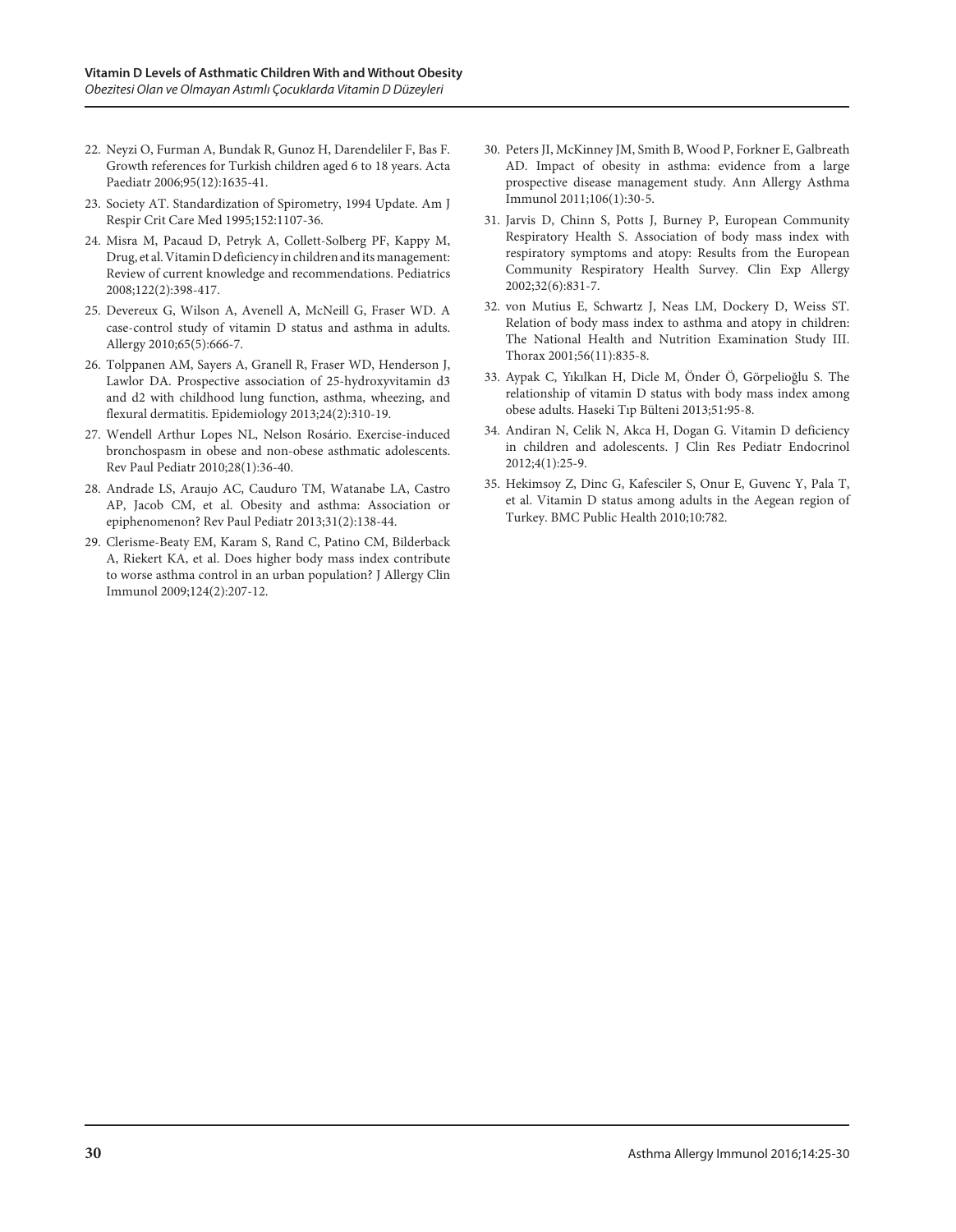22. Neyzi O, Furman A, Bundak R, Gunoz H, Darendeliler F, Bas F. Growth references for Turkish children aged 6 to 18 years. Acta Paediatr 2006;95(12):1635-41.

23. Society AT. Standardization of Spirometry, 1994 Update. Am J Respir Crit Care Med 1995;152:1107-36.

24. Misra M, Pacaud D, Petryk A, Collett-Solberg PF, Kappy M, Drug, et al. Vitamin D deficiency in children and its management: Review of current knowledge and recommendations. Pediatrics 2008;122(2):398-417.

25. Devereux G, Wilson A, Avenell A, McNeill G, Fraser WD. A case-control study of vitamin D status and asthma in adults. Allergy 2010;65(5):666-7.

26. Tolppanen AM, Sayers A, Granell R, Fraser WD, Henderson J, Lawlor DA. Prospective association of 25-hydroxyvitamin d3 and d2 with childhood lung function, asthma, wheezing, and flexural dermatitis. Epidemiology 2013;24(2):310-19.

27. Wendell Arthur Lopes NL, Nelson Rosário. Exercise-induced bronchospasm in obese and non-obese asthmatic adolescents. Rev Paul Pediatr 2010;28(1):36-40.

28. Andrade LS, Araujo AC, Cauduro TM, Watanabe LA, Castro AP, Jacob CM, et al. Obesity and asthma: Association or epiphenomenon? Rev Paul Pediatr 2013;31(2):138-44.

29. Clerisme-Beaty EM, Karam S, Rand C, Patino CM, Bilderback A, Riekert KA, et al. Does higher body mass index contribute to worse asthma control in an urban population? J Allergy Clin Immunol 2009;124(2):207-12.

30. Peters JI, McKinney JM, Smith B, Wood P, Forkner E, Galbreath AD. Impact of obesity in asthma: evidence from a large prospective disease management study. Ann Allergy Asthma Immunol 2011;106(1):30-5.

31. Jarvis D, Chinn S, Potts J, Burney P, European Community Respiratory Health S. Association of body mass index with respiratory symptoms and atopy: Results from the European Community Respiratory Health Survey. Clin Exp Allergy 2002;32(6):831-7.

32. von Mutius E, Schwartz J, Neas LM, Dockery D, Weiss ST. Relation of body mass index to asthma and atopy in children: The National Health and Nutrition Examination Study III. Thorax 2001;56(11):835-8.

33. Aypak C, Yıkılkan H, Dicle M, Önder Ö, Görpelioğlu S. The relationship of vitamin D status with body mass index among obese adults. Haseki Tıp Bülteni 2013;51:95-8.

34. Andiran N, Celik N, Akca H, Dogan G. Vitamin D deficiency in children and adolescents. J Clin Res Pediatr Endocrinol 2012;4(1):25-9.

35. Hekimsoy Z, Dinc G, Kafesciler S, Onur E, Guvenc Y, Pala T, et al. Vitamin D status among adults in the Aegean region of Turkey. BMC Public Health 2010;10:782.